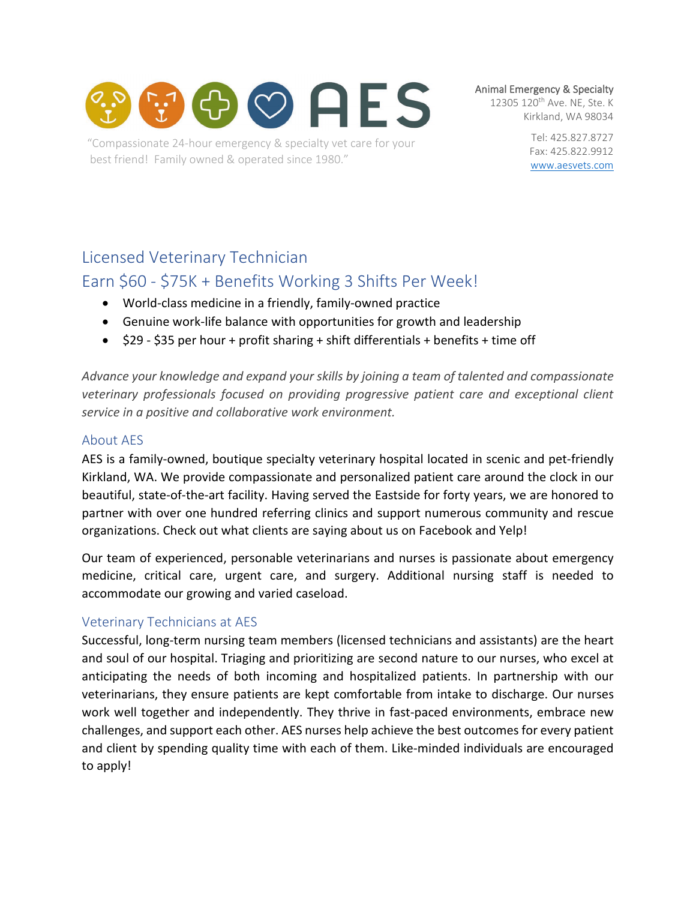# AES

"Compassionate 24-hour emergency & specialty vet care for your best friend! Family owned & operated since 1980."

Animal Emergency & Specialty
12305 120th Ave. NE, Ste. K
Kirkland, WA 98034

Tel: 425.827.8727
Fax: 425.822.9912
www.aesvets.com

## Licensed Veterinary Technician

## Earn $60 - $75K + Benefits Working 3 Shifts Per Week!

- World-class medicine in a friendly, family-owned practice
- Genuine work-life balance with opportunities for growth and leadership
- $29 - $35 per hour + profit sharing + shift differentials + benefits + time off

*Advance your knowledge and expand your skills by joining a team of talented and compassionate veterinary professionals focused on providing progressive patient care and exceptional client service in a positive and collaborative work environment.*

### About AES

AES is a family-owned, boutique specialty veterinary hospital located in scenic and pet-friendly Kirkland, WA. We provide compassionate and personalized patient care around the clock in our beautiful, state-of-the-art facility. Having served the Eastside for forty years, we are honored to partner with over one hundred referring clinics and support numerous community and rescue organizations. Check out what clients are saying about us on Facebook and Yelp!

Our team of experienced, personable veterinarians and nurses is passionate about emergency medicine, critical care, urgent care, and surgery. Additional nursing staff is needed to accommodate our growing and varied caseload.

### Veterinary Technicians at AES

Successful, long-term nursing team members (licensed technicians and assistants) are the heart and soul of our hospital. Triaging and prioritizing are second nature to our nurses, who excel at anticipating the needs of both incoming and hospitalized patients. In partnership with our veterinarians, they ensure patients are kept comfortable from intake to discharge. Our nurses work well together and independently. They thrive in fast-paced environments, embrace new challenges, and support each other. AES nurses help achieve the best outcomes for every patient and client by spending quality time with each of them. Like-minded individuals are encouraged to apply!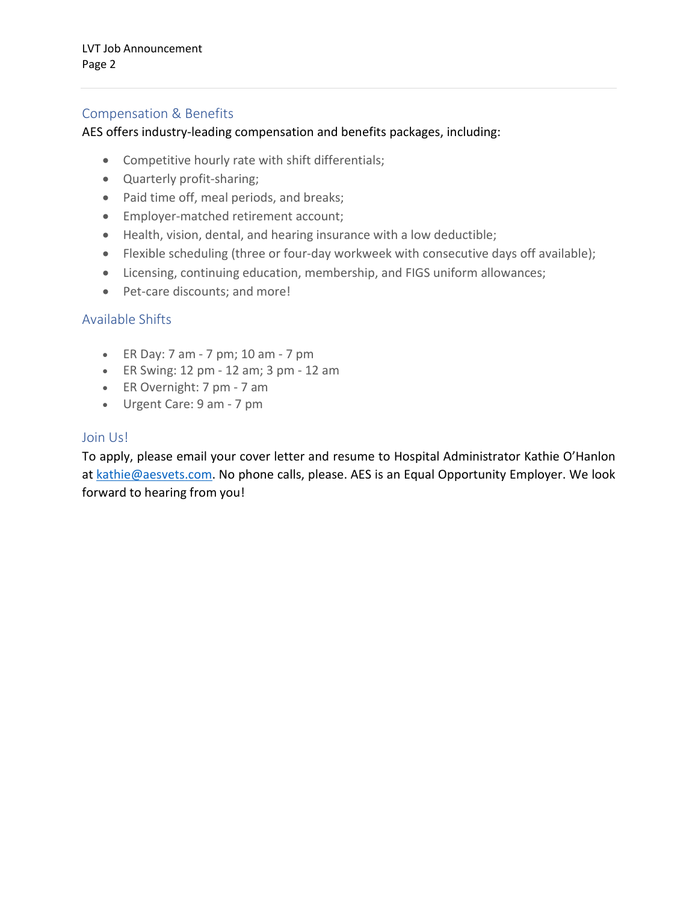## Compensation & Benefits

AES offers industry-leading compensation and benefits packages, including:

- Competitive hourly rate with shift differentials;
- Quarterly profit-sharing;
- Paid time off, meal periods, and breaks;
- Employer-matched retirement account;
- Health, vision, dental, and hearing insurance with a low deductible;
- Flexible scheduling (three or four-day workweek with consecutive days off available);
- Licensing, continuing education, membership, and FIGS uniform allowances;
- Pet-care discounts; and more!

## Available Shifts

- ER Day: 7 am - 7 pm; 10 am - 7 pm
- ER Swing: 12 pm - 12 am; 3 pm - 12 am
- ER Overnight: 7 pm - 7 am
- Urgent Care: 9 am - 7 pm

## Join Us!

To apply, please email your cover letter and resume to Hospital Administrator Kathie O'Hanlon at [kathie@aesvets.com](mailto:kathie@aesvets.com). No phone calls, please. AES is an Equal Opportunity Employer. We look forward to hearing from you!